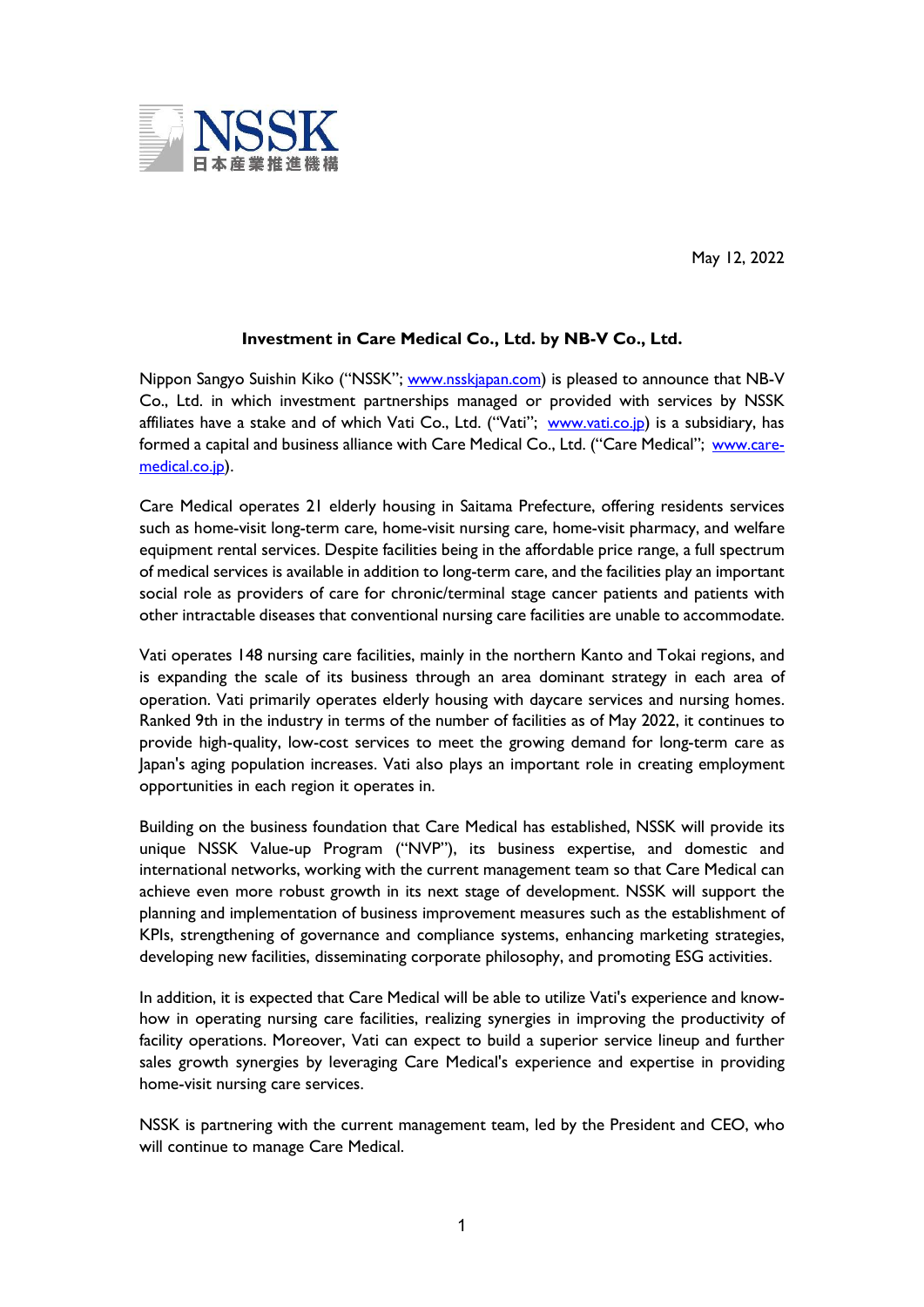NSSK
日本産業推進機構

May 12, 2022

**Investment in Care Medical Co., Ltd. by NB-V Co., Ltd.**

Nippon Sangyo Suishin Kiko ("NSSK"; www.nsskjapan.com) is pleased to announce that NB-V Co., Ltd. in which investment partnerships managed or provided with services by NSSK affiliates have a stake and of which Vati Co., Ltd. ("Vati"; www.vati.co.jp) is a subsidiary, has formed a capital and business alliance with Care Medical Co., Ltd. ("Care Medical"; www.care-medical.co.jp).

Care Medical operates 21 elderly housing in Saitama Prefecture, offering residents services such as home-visit long-term care, home-visit nursing care, home-visit pharmacy, and welfare equipment rental services. Despite facilities being in the affordable price range, a full spectrum of medical services is available in addition to long-term care, and the facilities play an important social role as providers of care for chronic/terminal stage cancer patients and patients with other intractable diseases that conventional nursing care facilities are unable to accommodate.

Vati operates 148 nursing care facilities, mainly in the northern Kanto and Tokai regions, and is expanding the scale of its business through an area dominant strategy in each area of operation. Vati primarily operates elderly housing with daycare services and nursing homes. Ranked 9th in the industry in terms of the number of facilities as of May 2022, it continues to provide high-quality, low-cost services to meet the growing demand for long-term care as Japan's aging population increases. Vati also plays an important role in creating employment opportunities in each region it operates in.

Building on the business foundation that Care Medical has established, NSSK will provide its unique NSSK Value-up Program ("NVP"), its business expertise, and domestic and international networks, working with the current management team so that Care Medical can achieve even more robust growth in its next stage of development. NSSK will support the planning and implementation of business improvement measures such as the establishment of KPIs, strengthening of governance and compliance systems, enhancing marketing strategies, developing new facilities, disseminating corporate philosophy, and promoting ESG activities.

In addition, it is expected that Care Medical will be able to utilize Vati's experience and know-how in operating nursing care facilities, realizing synergies in improving the productivity of facility operations. Moreover, Vati can expect to build a superior service lineup and further sales growth synergies by leveraging Care Medical's experience and expertise in providing home-visit nursing care services.

NSSK is partnering with the current management team, led by the President and CEO, who will continue to manage Care Medical.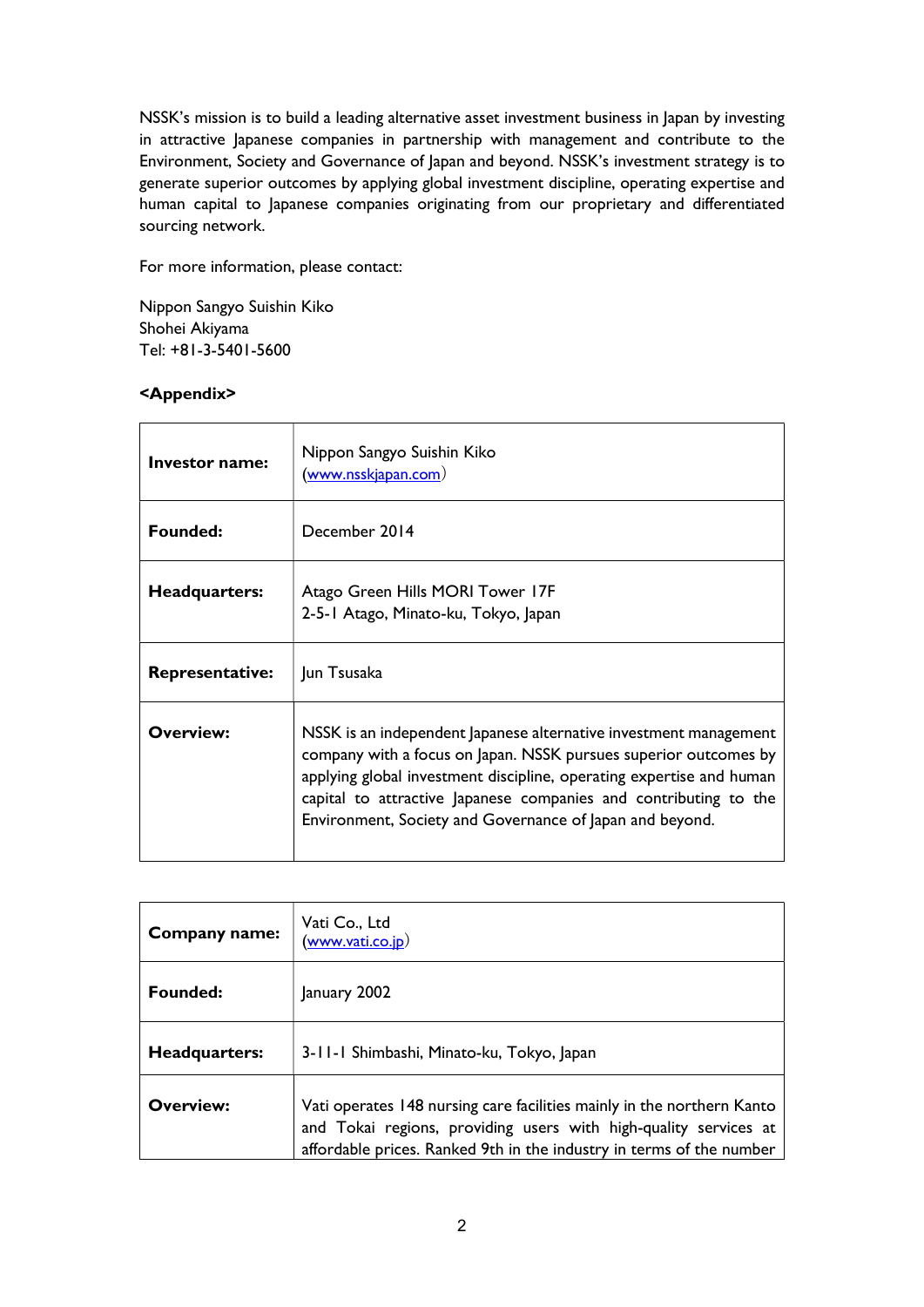NSSK's mission is to build a leading alternative asset investment business in Japan by investing in attractive Japanese companies in partnership with management and contribute to the Environment, Society and Governance of Japan and beyond. NSSK's investment strategy is to generate superior outcomes by applying global investment discipline, operating expertise and human capital to Japanese companies originating from our proprietary and differentiated sourcing network.

For more information, please contact:

Nippon Sangyo Suishin Kiko
Shohei Akiyama
Tel: +81-3-5401-5600

**<Appendix>**

| | |
|---|---|
| **Investor name:** | Nippon Sangyo Suishin Kiko (www.nsskjapan.com) |
| **Founded:** | December 2014 |
| **Headquarters:** | Atago Green Hills MORI Tower 17F<br>2-5-1 Atago, Minato-ku, Tokyo, Japan |
| **Representative:** | Jun Tsusaka |
| **Overview:** | NSSK is an independent Japanese alternative investment management company with a focus on Japan. NSSK pursues superior outcomes by applying global investment discipline, operating expertise and human capital to attractive Japanese companies and contributing to the Environment, Society and Governance of Japan and beyond. |

| | |
|---|---|
| **Company name:** | Vati Co., Ltd (www.vati.co.jp) |
| **Founded:** | January 2002 |
| **Headquarters:** | 3-11-1 Shimbashi, Minato-ku, Tokyo, Japan |
| **Overview:** | Vati operates 148 nursing care facilities mainly in the northern Kanto and Tokai regions, providing users with high-quality services at affordable prices. Ranked 9th in the industry in terms of the number |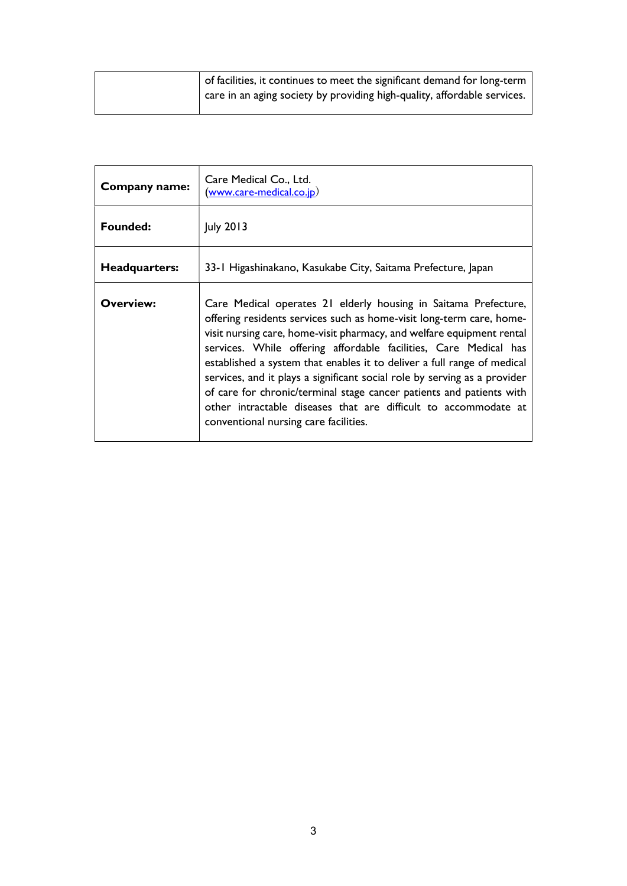| | |
|---|---|
| | of facilities, it continues to meet the significant demand for long-term care in an aging society by providing high-quality, affordable services. |

| | |
|---|---|
| **Company name:** | Care Medical Co., Ltd. (www.care-medical.co.jp) |
| **Founded:** | July 2013 |
| **Headquarters:** | 33-1 Higashinakano, Kasukabe City, Saitama Prefecture, Japan |
| **Overview:** | Care Medical operates 21 elderly housing in Saitama Prefecture, offering residents services such as home-visit long-term care, home-visit nursing care, home-visit pharmacy, and welfare equipment rental services. While offering affordable facilities, Care Medical has established a system that enables it to deliver a full range of medical services, and it plays a significant social role by serving as a provider of care for chronic/terminal stage cancer patients and patients with other intractable diseases that are difficult to accommodate at conventional nursing care facilities. |